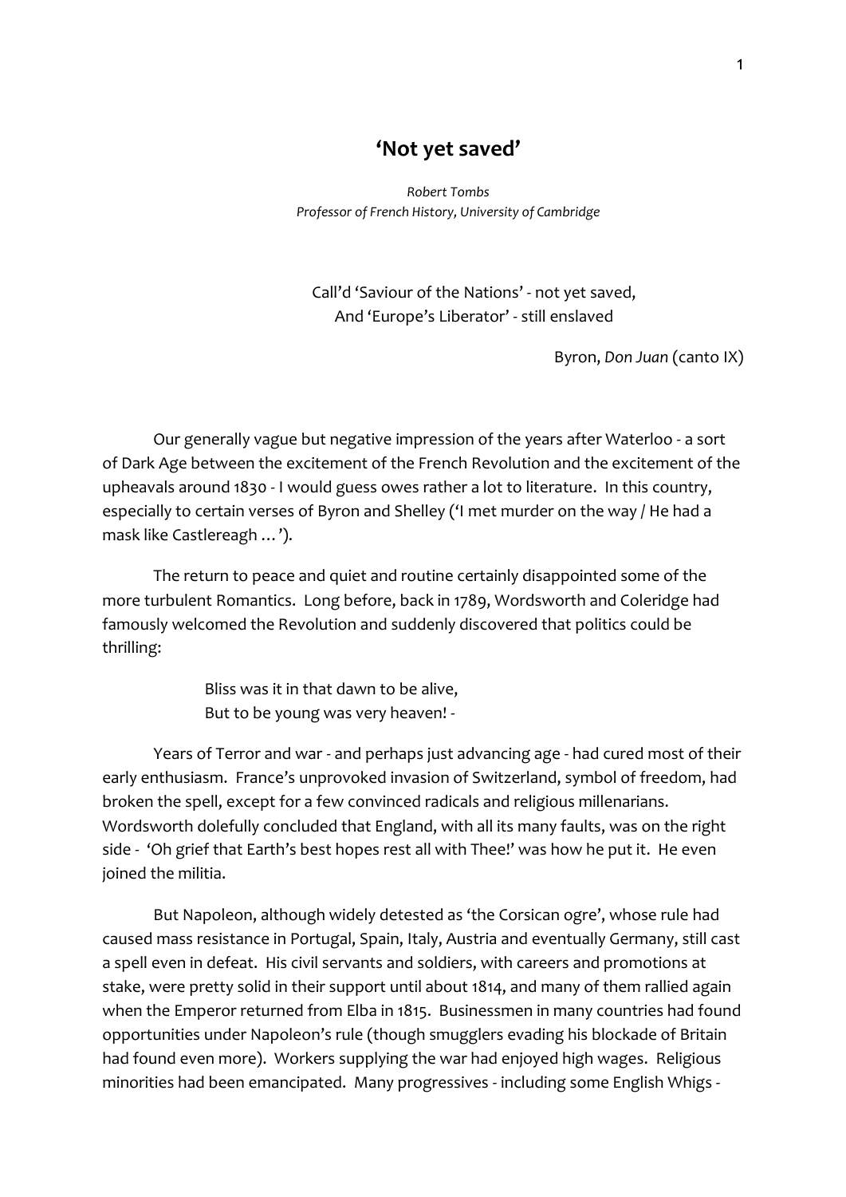# 'Not yet saved'

*Robert Tombs*
*Professor of French History, University of Cambridge*

> Call'd 'Saviour of the Nations' - not yet saved,
> And 'Europe's Liberator' - still enslaved
>
> Byron, *Don Juan* (canto IX)

Our generally vague but negative impression of the years after Waterloo - a sort of Dark Age between the excitement of the French Revolution and the excitement of the upheavals around 1830 - I would guess owes rather a lot to literature. In this country, especially to certain verses of Byron and Shelley ('I met murder on the way / He had a mask like Castlereagh …').

The return to peace and quiet and routine certainly disappointed some of the more turbulent Romantics. Long before, back in 1789, Wordsworth and Coleridge had famously welcomed the Revolution and suddenly discovered that politics could be thrilling:

> Bliss was it in that dawn to be alive,
> But to be young was very heaven! -

Years of Terror and war - and perhaps just advancing age - had cured most of their early enthusiasm. France's unprovoked invasion of Switzerland, symbol of freedom, had broken the spell, except for a few convinced radicals and religious millenarians. Wordsworth dolefully concluded that England, with all its many faults, was on the right side - 'Oh grief that Earth's best hopes rest all with Thee!' was how he put it. He even joined the militia.

But Napoleon, although widely detested as 'the Corsican ogre', whose rule had caused mass resistance in Portugal, Spain, Italy, Austria and eventually Germany, still cast a spell even in defeat. His civil servants and soldiers, with careers and promotions at stake, were pretty solid in their support until about 1814, and many of them rallied again when the Emperor returned from Elba in 1815. Businessmen in many countries had found opportunities under Napoleon's rule (though smugglers evading his blockade of Britain had found even more). Workers supplying the war had enjoyed high wages. Religious minorities had been emancipated. Many progressives - including some English Whigs -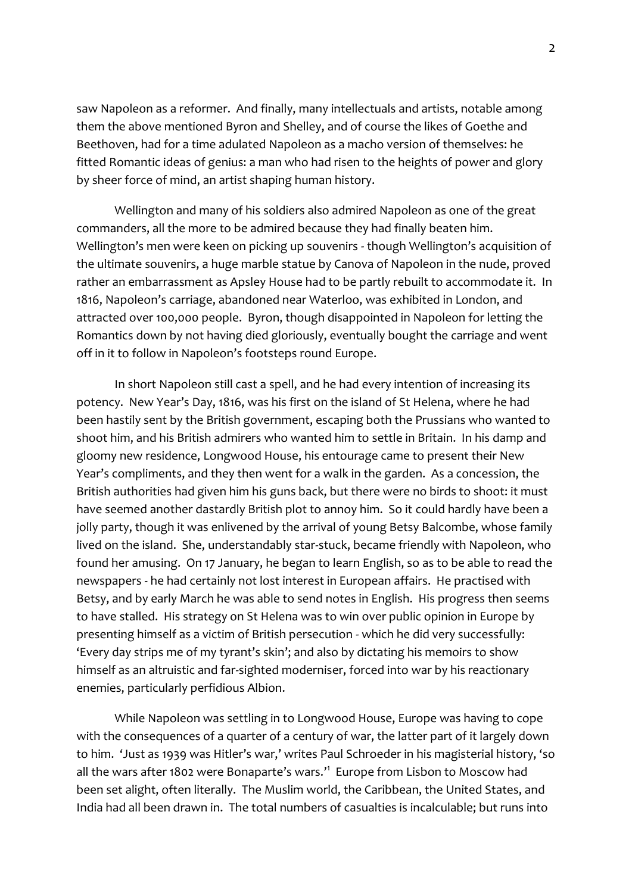saw Napoleon as a reformer. And finally, many intellectuals and artists, notable among them the above mentioned Byron and Shelley, and of course the likes of Goethe and Beethoven, had for a time adulated Napoleon as a macho version of themselves: he fitted Romantic ideas of genius: a man who had risen to the heights of power and glory by sheer force of mind, an artist shaping human history.

Wellington and many of his soldiers also admired Napoleon as one of the great commanders, all the more to be admired because they had finally beaten him. Wellington's men were keen on picking up souvenirs - though Wellington's acquisition of the ultimate souvenirs, a huge marble statue by Canova of Napoleon in the nude, proved rather an embarrassment as Apsley House had to be partly rebuilt to accommodate it. In 1816, Napoleon's carriage, abandoned near Waterloo, was exhibited in London, and attracted over 100,000 people. Byron, though disappointed in Napoleon for letting the Romantics down by not having died gloriously, eventually bought the carriage and went off in it to follow in Napoleon's footsteps round Europe.

In short Napoleon still cast a spell, and he had every intention of increasing its potency. New Year's Day, 1816, was his first on the island of St Helena, where he had been hastily sent by the British government, escaping both the Prussians who wanted to shoot him, and his British admirers who wanted him to settle in Britain. In his damp and gloomy new residence, Longwood House, his entourage came to present their New Year's compliments, and they then went for a walk in the garden. As a concession, the British authorities had given him his guns back, but there were no birds to shoot: it must have seemed another dastardly British plot to annoy him. So it could hardly have been a jolly party, though it was enlivened by the arrival of young Betsy Balcombe, whose family lived on the island. She, understandably star-stuck, became friendly with Napoleon, who found her amusing. On 17 January, he began to learn English, so as to be able to read the newspapers - he had certainly not lost interest in European affairs. He practised with Betsy, and by early March he was able to send notes in English. His progress then seems to have stalled. His strategy on St Helena was to win over public opinion in Europe by presenting himself as a victim of British persecution - which he did very successfully: 'Every day strips me of my tyrant's skin'; and also by dictating his memoirs to show himself as an altruistic and far-sighted moderniser, forced into war by his reactionary enemies, particularly perfidious Albion.

While Napoleon was settling in to Longwood House, Europe was having to cope with the consequences of a quarter of a century of war, the latter part of it largely down to him. 'Just as 1939 was Hitler's war,' writes Paul Schroeder in his magisterial history, 'so all the wars after 1802 were Bonaparte's wars.'[1] Europe from Lisbon to Moscow had been set alight, often literally. The Muslim world, the Caribbean, the United States, and India had all been drawn in. The total numbers of casualties is incalculable; but runs into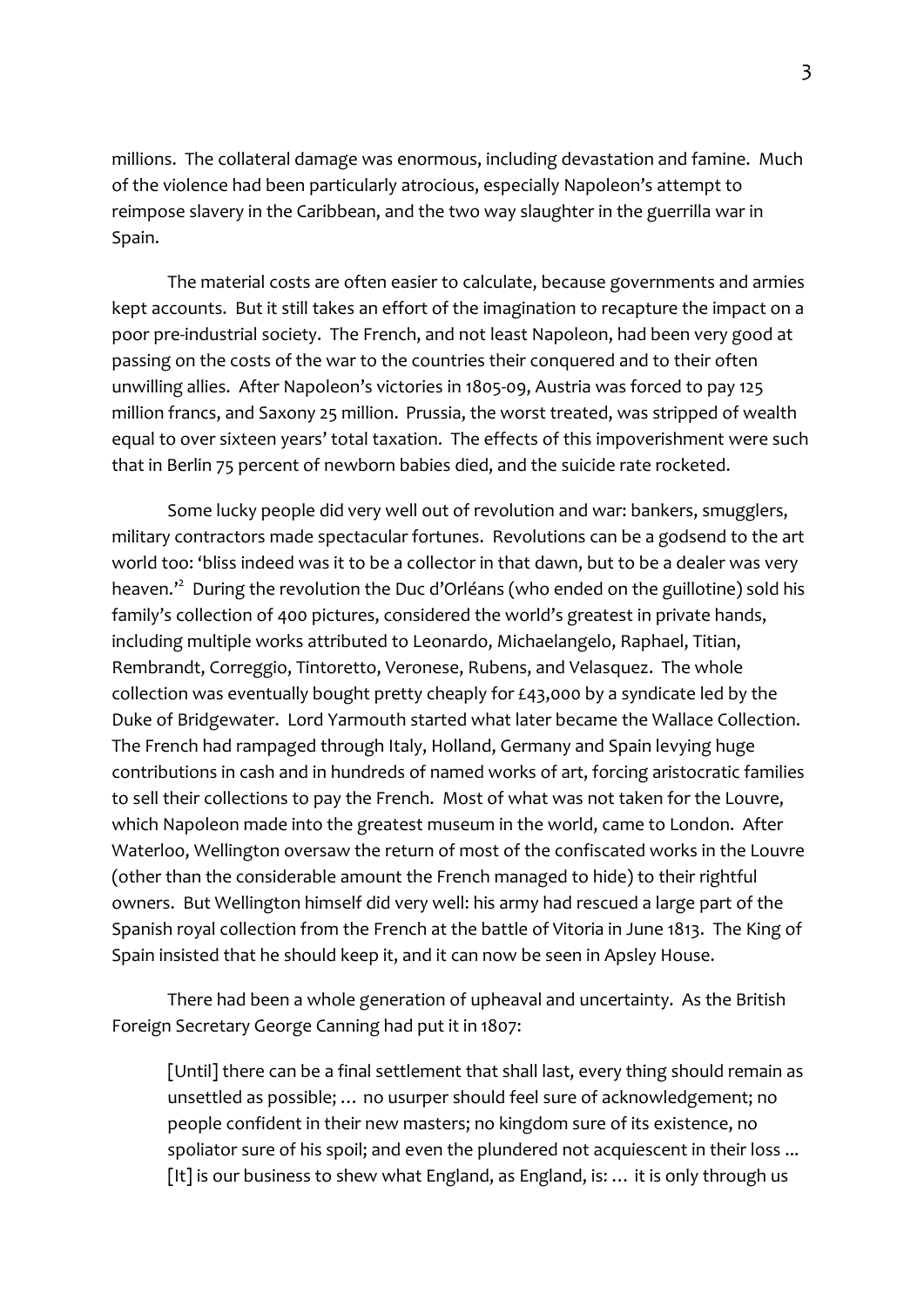millions. The collateral damage was enormous, including devastation and famine. Much of the violence had been particularly atrocious, especially Napoleon's attempt to reimpose slavery in the Caribbean, and the two way slaughter in the guerrilla war in Spain.

The material costs are often easier to calculate, because governments and armies kept accounts. But it still takes an effort of the imagination to recapture the impact on a poor pre-industrial society. The French, and not least Napoleon, had been very good at passing on the costs of the war to the countries their conquered and to their often unwilling allies. After Napoleon's victories in 1805-09, Austria was forced to pay 125 million francs, and Saxony 25 million. Prussia, the worst treated, was stripped of wealth equal to over sixteen years' total taxation. The effects of this impoverishment were such that in Berlin 75 percent of newborn babies died, and the suicide rate rocketed.

Some lucky people did very well out of revolution and war: bankers, smugglers, military contractors made spectacular fortunes. Revolutions can be a godsend to the art world too: 'bliss indeed was it to be a collector in that dawn, but to be a dealer was very heaven.'[2] During the revolution the Duc d'Orléans (who ended on the guillotine) sold his family's collection of 400 pictures, considered the world's greatest in private hands, including multiple works attributed to Leonardo, Michaelangelo, Raphael, Titian, Rembrandt, Correggio, Tintoretto, Veronese, Rubens, and Velasquez. The whole collection was eventually bought pretty cheaply for £43,000 by a syndicate led by the Duke of Bridgewater. Lord Yarmouth started what later became the Wallace Collection. The French had rampaged through Italy, Holland, Germany and Spain levying huge contributions in cash and in hundreds of named works of art, forcing aristocratic families to sell their collections to pay the French. Most of what was not taken for the Louvre, which Napoleon made into the greatest museum in the world, came to London. After Waterloo, Wellington oversaw the return of most of the confiscated works in the Louvre (other than the considerable amount the French managed to hide) to their rightful owners. But Wellington himself did very well: his army had rescued a large part of the Spanish royal collection from the French at the battle of Vitoria in June 1813. The King of Spain insisted that he should keep it, and it can now be seen in Apsley House.

There had been a whole generation of upheaval and uncertainty. As the British Foreign Secretary George Canning had put it in 1807:

> [Until] there can be a final settlement that shall last, every thing should remain as unsettled as possible; … no usurper should feel sure of acknowledgement; no people confident in their new masters; no kingdom sure of its existence, no spoliator sure of his spoil; and even the plundered not acquiescent in their loss ... [It] is our business to shew what England, as England, is: … it is only through us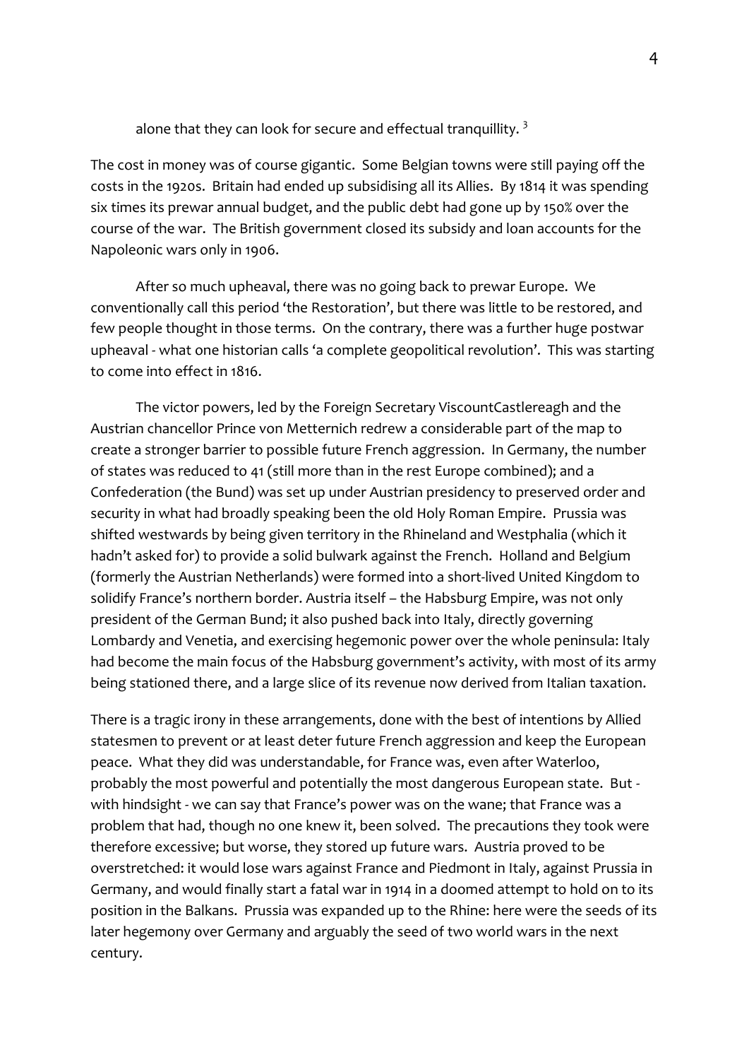alone that they can look for secure and effectual tranquillity. [3]

The cost in money was of course gigantic. Some Belgian towns were still paying off the costs in the 1920s. Britain had ended up subsidising all its Allies. By 1814 it was spending six times its prewar annual budget, and the public debt had gone up by 150% over the course of the war. The British government closed its subsidy and loan accounts for the Napoleonic wars only in 1906.

After so much upheaval, there was no going back to prewar Europe. We conventionally call this period 'the Restoration', but there was little to be restored, and few people thought in those terms. On the contrary, there was a further huge postwar upheaval - what one historian calls 'a complete geopolitical revolution'. This was starting to come into effect in 1816.

The victor powers, led by the Foreign Secretary ViscountCastlereagh and the Austrian chancellor Prince von Metternich redrew a considerable part of the map to create a stronger barrier to possible future French aggression. In Germany, the number of states was reduced to 41 (still more than in the rest Europe combined); and a Confederation (the Bund) was set up under Austrian presidency to preserved order and security in what had broadly speaking been the old Holy Roman Empire. Prussia was shifted westwards by being given territory in the Rhineland and Westphalia (which it hadn't asked for) to provide a solid bulwark against the French. Holland and Belgium (formerly the Austrian Netherlands) were formed into a short-lived United Kingdom to solidify France's northern border. Austria itself – the Habsburg Empire, was not only president of the German Bund; it also pushed back into Italy, directly governing Lombardy and Venetia, and exercising hegemonic power over the whole peninsula: Italy had become the main focus of the Habsburg government's activity, with most of its army being stationed there, and a large slice of its revenue now derived from Italian taxation.

There is a tragic irony in these arrangements, done with the best of intentions by Allied statesmen to prevent or at least deter future French aggression and keep the European peace. What they did was understandable, for France was, even after Waterloo, probably the most powerful and potentially the most dangerous European state. But - with hindsight - we can say that France's power was on the wane; that France was a problem that had, though no one knew it, been solved. The precautions they took were therefore excessive; but worse, they stored up future wars. Austria proved to be overstretched: it would lose wars against France and Piedmont in Italy, against Prussia in Germany, and would finally start a fatal war in 1914 in a doomed attempt to hold on to its position in the Balkans. Prussia was expanded up to the Rhine: here were the seeds of its later hegemony over Germany and arguably the seed of two world wars in the next century.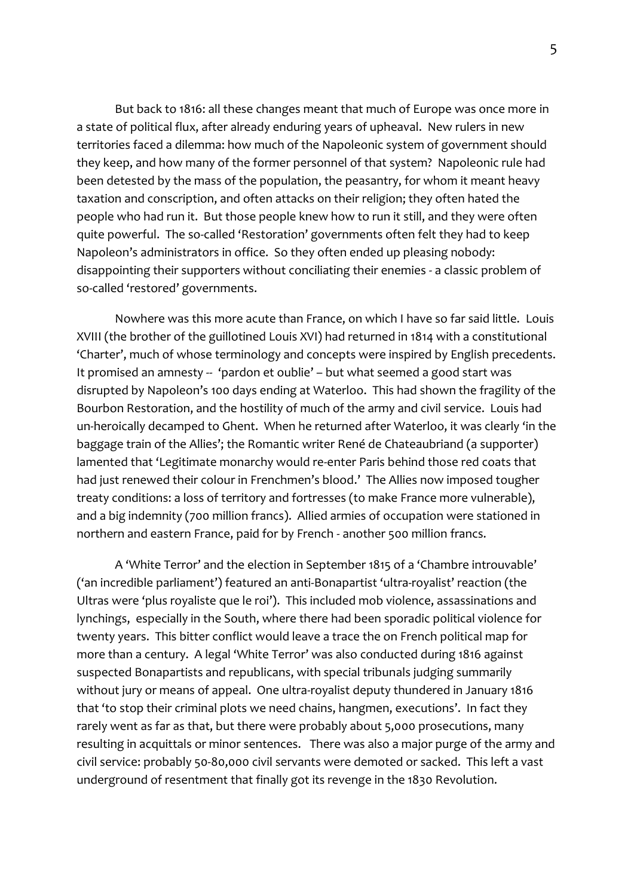But back to 1816: all these changes meant that much of Europe was once more in a state of political flux, after already enduring years of upheaval. New rulers in new territories faced a dilemma: how much of the Napoleonic system of government should they keep, and how many of the former personnel of that system? Napoleonic rule had been detested by the mass of the population, the peasantry, for whom it meant heavy taxation and conscription, and often attacks on their religion; they often hated the people who had run it. But those people knew how to run it still, and they were often quite powerful. The so-called 'Restoration' governments often felt they had to keep Napoleon's administrators in office. So they often ended up pleasing nobody: disappointing their supporters without conciliating their enemies - a classic problem of so-called 'restored' governments.

Nowhere was this more acute than France, on which I have so far said little. Louis XVIII (the brother of the guillotined Louis XVI) had returned in 1814 with a constitutional 'Charter', much of whose terminology and concepts were inspired by English precedents. It promised an amnesty -- 'pardon et oublie' – but what seemed a good start was disrupted by Napoleon's 100 days ending at Waterloo. This had shown the fragility of the Bourbon Restoration, and the hostility of much of the army and civil service. Louis had un-heroically decamped to Ghent. When he returned after Waterloo, it was clearly 'in the baggage train of the Allies'; the Romantic writer René de Chateaubriand (a supporter) lamented that 'Legitimate monarchy would re-enter Paris behind those red coats that had just renewed their colour in Frenchmen's blood.' The Allies now imposed tougher treaty conditions: a loss of territory and fortresses (to make France more vulnerable), and a big indemnity (700 million francs). Allied armies of occupation were stationed in northern and eastern France, paid for by French - another 500 million francs.

A 'White Terror' and the election in September 1815 of a 'Chambre introuvable' ('an incredible parliament') featured an anti-Bonapartist 'ultra-royalist' reaction (the Ultras were 'plus royaliste que le roi'). This included mob violence, assassinations and lynchings, especially in the South, where there had been sporadic political violence for twenty years. This bitter conflict would leave a trace the on French political map for more than a century. A legal 'White Terror' was also conducted during 1816 against suspected Bonapartists and republicans, with special tribunals judging summarily without jury or means of appeal. One ultra-royalist deputy thundered in January 1816 that 'to stop their criminal plots we need chains, hangmen, executions'. In fact they rarely went as far as that, but there were probably about 5,000 prosecutions, many resulting in acquittals or minor sentences. There was also a major purge of the army and civil service: probably 50-80,000 civil servants were demoted or sacked. This left a vast underground of resentment that finally got its revenge in the 1830 Revolution.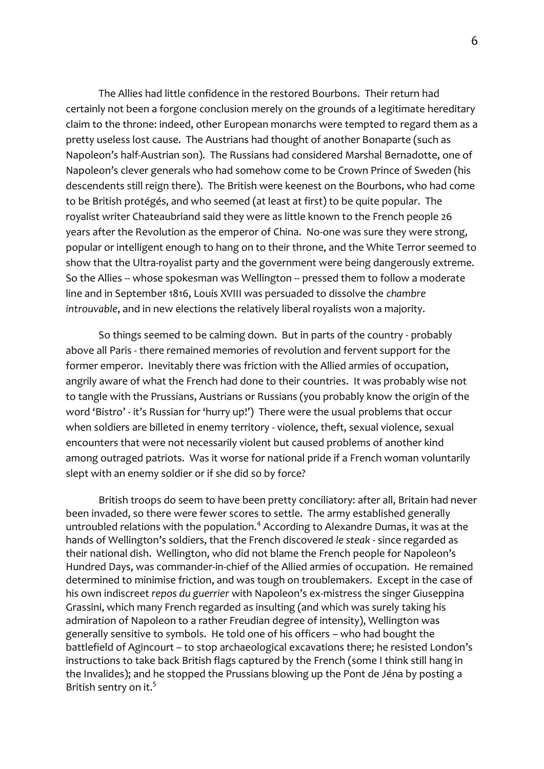The Allies had little confidence in the restored Bourbons. Their return had certainly not been a forgone conclusion merely on the grounds of a legitimate hereditary claim to the throne: indeed, other European monarchs were tempted to regard them as a pretty useless lost cause. The Austrians had thought of another Bonaparte (such as Napoleon's half-Austrian son). The Russians had considered Marshal Bernadotte, one of Napoleon's clever generals who had somehow come to be Crown Prince of Sweden (his descendents still reign there). The British were keenest on the Bourbons, who had come to be British protégés, and who seemed (at least at first) to be quite popular. The royalist writer Chateaubriand said they were as little known to the French people 26 years after the Revolution as the emperor of China. No-one was sure they were strong, popular or intelligent enough to hang on to their throne, and the White Terror seemed to show that the Ultra-royalist party and the government were being dangerously extreme. So the Allies -- whose spokesman was Wellington -- pressed them to follow a moderate line and in September 1816, Louis XVIII was persuaded to dissolve the *chambre introuvable*, and in new elections the relatively liberal royalists won a majority.

So things seemed to be calming down. But in parts of the country - probably above all Paris - there remained memories of revolution and fervent support for the former emperor. Inevitably there was friction with the Allied armies of occupation, angrily aware of what the French had done to their countries. It was probably wise not to tangle with the Prussians, Austrians or Russians (you probably know the origin of the word 'Bistro' - it's Russian for 'hurry up!') There were the usual problems that occur when soldiers are billeted in enemy territory - violence, theft, sexual violence, sexual encounters that were not necessarily violent but caused problems of another kind among outraged patriots. Was it worse for national pride if a French woman voluntarily slept with an enemy soldier or if she did so by force?

British troops do seem to have been pretty conciliatory: after all, Britain had never been invaded, so there were fewer scores to settle. The army established generally untroubled relations with the population.[4] According to Alexandre Dumas, it was at the hands of Wellington's soldiers, that the French discovered *le steak* - since regarded as their national dish. Wellington, who did not blame the French people for Napoleon's Hundred Days, was commander-in-chief of the Allied armies of occupation. He remained determined to minimise friction, and was tough on troublemakers. Except in the case of his own indiscreet *repos du guerrier* with Napoleon's ex-mistress the singer Giuseppina Grassini, which many French regarded as insulting (and which was surely taking his admiration of Napoleon to a rather Freudian degree of intensity), Wellington was generally sensitive to symbols. He told one of his officers – who had bought the battlefield of Agincourt – to stop archaeological excavations there; he resisted London's instructions to take back British flags captured by the French (some I think still hang in the Invalides); and he stopped the Prussians blowing up the Pont de Jéna by posting a British sentry on it.[5]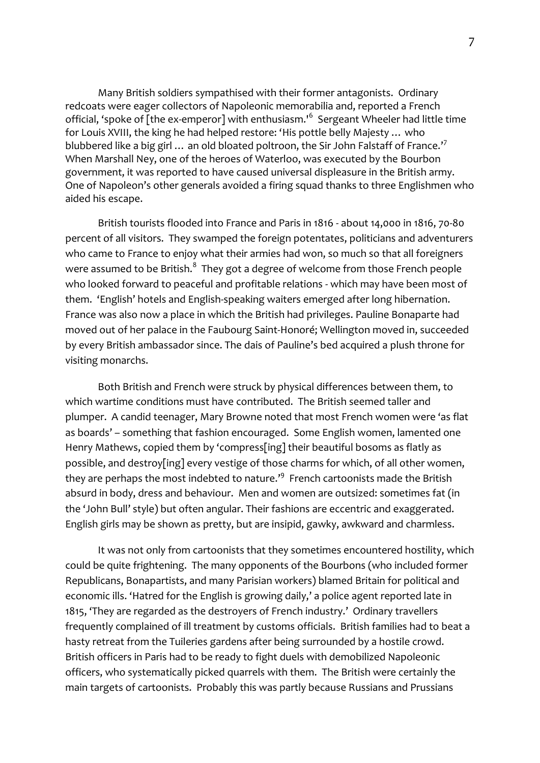Many British soldiers sympathised with their former antagonists. Ordinary redcoats were eager collectors of Napoleonic memorabilia and, reported a French official, 'spoke of [the ex-emperor] with enthusiasm.'[6] Sergeant Wheeler had little time for Louis XVIII, the king he had helped restore: 'His pottle belly Majesty … who blubbered like a big girl … an old bloated poltroon, the Sir John Falstaff of France.'[7] When Marshall Ney, one of the heroes of Waterloo, was executed by the Bourbon government, it was reported to have caused universal displeasure in the British army. One of Napoleon's other generals avoided a firing squad thanks to three Englishmen who aided his escape.

British tourists flooded into France and Paris in 1816 - about 14,000 in 1816, 70-80 percent of all visitors. They swamped the foreign potentates, politicians and adventurers who came to France to enjoy what their armies had won, so much so that all foreigners were assumed to be British.[8] They got a degree of welcome from those French people who looked forward to peaceful and profitable relations - which may have been most of them. 'English' hotels and English-speaking waiters emerged after long hibernation. France was also now a place in which the British had privileges. Pauline Bonaparte had moved out of her palace in the Faubourg Saint-Honoré; Wellington moved in, succeeded by every British ambassador since. The dais of Pauline's bed acquired a plush throne for visiting monarchs.

Both British and French were struck by physical differences between them, to which wartime conditions must have contributed. The British seemed taller and plumper. A candid teenager, Mary Browne noted that most French women were 'as flat as boards' – something that fashion encouraged. Some English women, lamented one Henry Mathews, copied them by 'compress[ing] their beautiful bosoms as flatly as possible, and destroy[ing] every vestige of those charms for which, of all other women, they are perhaps the most indebted to nature.'[9] French cartoonists made the British absurd in body, dress and behaviour. Men and women are outsized: sometimes fat (in the 'John Bull' style) but often angular. Their fashions are eccentric and exaggerated. English girls may be shown as pretty, but are insipid, gawky, awkward and charmless.

It was not only from cartoonists that they sometimes encountered hostility, which could be quite frightening. The many opponents of the Bourbons (who included former Republicans, Bonapartists, and many Parisian workers) blamed Britain for political and economic ills. 'Hatred for the English is growing daily,' a police agent reported late in 1815, 'They are regarded as the destroyers of French industry.' Ordinary travellers frequently complained of ill treatment by customs officials. British families had to beat a hasty retreat from the Tuileries gardens after being surrounded by a hostile crowd. British officers in Paris had to be ready to fight duels with demobilized Napoleonic officers, who systematically picked quarrels with them. The British were certainly the main targets of cartoonists. Probably this was partly because Russians and Prussians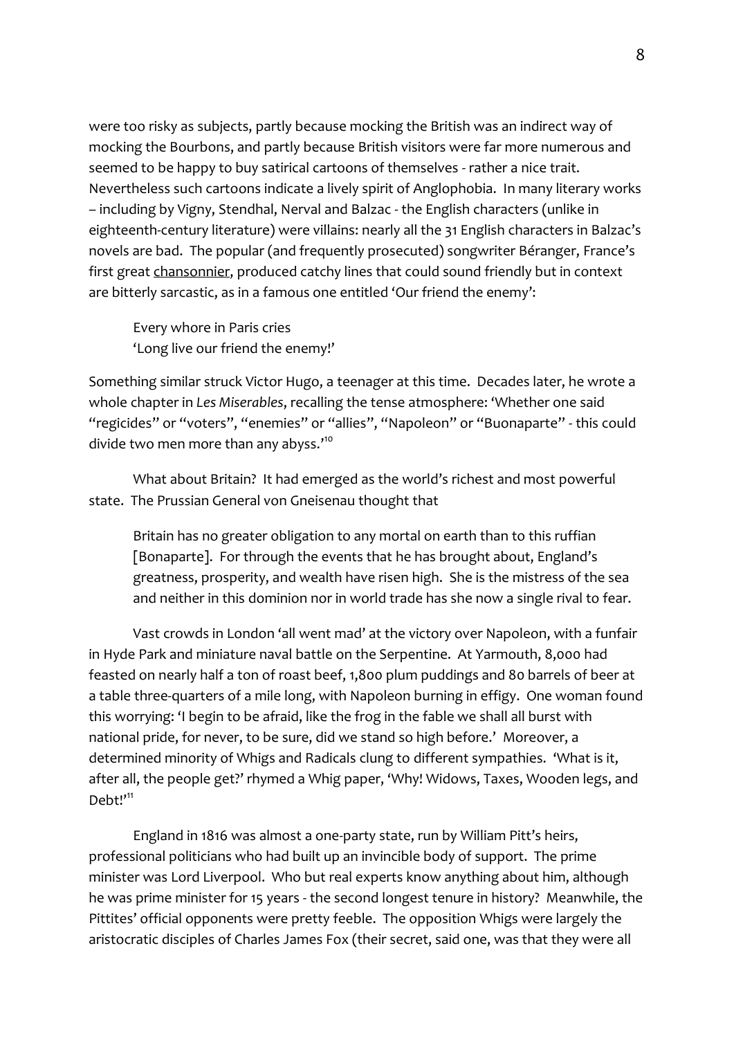were too risky as subjects, partly because mocking the British was an indirect way of mocking the Bourbons, and partly because British visitors were far more numerous and seemed to be happy to buy satirical cartoons of themselves - rather a nice trait. Nevertheless such cartoons indicate a lively spirit of Anglophobia. In many literary works – including by Vigny, Stendhal, Nerval and Balzac - the English characters (unlike in eighteenth-century literature) were villains: nearly all the 31 English characters in Balzac's novels are bad. The popular (and frequently prosecuted) songwriter Béranger, France's first great chansonnier, produced catchy lines that could sound friendly but in context are bitterly sarcastic, as in a famous one entitled 'Our friend the enemy':

> Every whore in Paris cries
> 'Long live our friend the enemy!'

Something similar struck Victor Hugo, a teenager at this time. Decades later, he wrote a whole chapter in *Les Miserables*, recalling the tense atmosphere: 'Whether one said "regicides" or "voters", "enemies" or "allies", "Napoleon" or "Buonaparte" - this could divide two men more than any abyss.'[10]

What about Britain? It had emerged as the world's richest and most powerful state. The Prussian General von Gneisenau thought that

> Britain has no greater obligation to any mortal on earth than to this ruffian [Bonaparte]. For through the events that he has brought about, England's greatness, prosperity, and wealth have risen high. She is the mistress of the sea and neither in this dominion nor in world trade has she now a single rival to fear.

Vast crowds in London 'all went mad' at the victory over Napoleon, with a funfair in Hyde Park and miniature naval battle on the Serpentine. At Yarmouth, 8,000 had feasted on nearly half a ton of roast beef, 1,800 plum puddings and 80 barrels of beer at a table three-quarters of a mile long, with Napoleon burning in effigy. One woman found this worrying: 'I begin to be afraid, like the frog in the fable we shall all burst with national pride, for never, to be sure, did we stand so high before.' Moreover, a determined minority of Whigs and Radicals clung to different sympathies. 'What is it, after all, the people get?' rhymed a Whig paper, 'Why! Widows, Taxes, Wooden legs, and Debt!'[11]

England in 1816 was almost a one-party state, run by William Pitt's heirs, professional politicians who had built up an invincible body of support. The prime minister was Lord Liverpool. Who but real experts know anything about him, although he was prime minister for 15 years - the second longest tenure in history? Meanwhile, the Pittites' official opponents were pretty feeble. The opposition Whigs were largely the aristocratic disciples of Charles James Fox (their secret, said one, was that they were all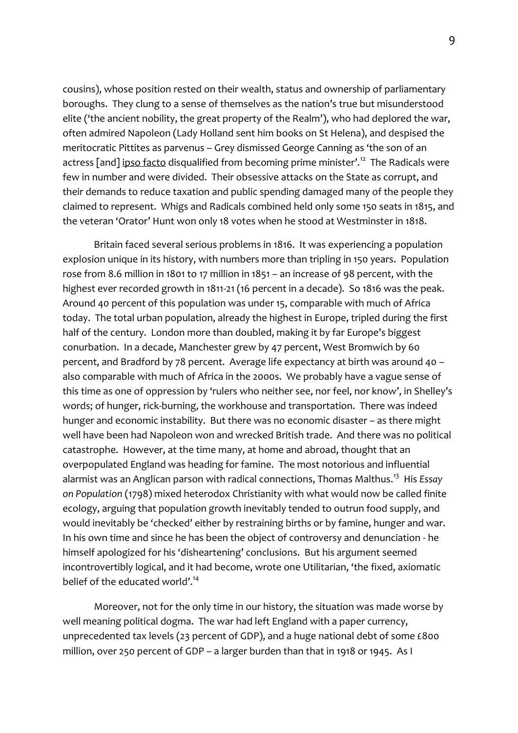cousins), whose position rested on their wealth, status and ownership of parliamentary boroughs. They clung to a sense of themselves as the nation's true but misunderstood elite ('the ancient nobility, the great property of the Realm'), who had deplored the war, often admired Napoleon (Lady Holland sent him books on St Helena), and despised the meritocratic Pittites as parvenus – Grey dismissed George Canning as 'the son of an actress [and] ipso facto disqualified from becoming prime minister'.[12] The Radicals were few in number and were divided. Their obsessive attacks on the State as corrupt, and their demands to reduce taxation and public spending damaged many of the people they claimed to represent. Whigs and Radicals combined held only some 150 seats in 1815, and the veteran 'Orator' Hunt won only 18 votes when he stood at Westminster in 1818.

Britain faced several serious problems in 1816. It was experiencing a population explosion unique in its history, with numbers more than tripling in 150 years. Population rose from 8.6 million in 1801 to 17 million in 1851 – an increase of 98 percent, with the highest ever recorded growth in 1811-21 (16 percent in a decade). So 1816 was the peak. Around 40 percent of this population was under 15, comparable with much of Africa today. The total urban population, already the highest in Europe, tripled during the first half of the century. London more than doubled, making it by far Europe's biggest conurbation. In a decade, Manchester grew by 47 percent, West Bromwich by 60 percent, and Bradford by 78 percent. Average life expectancy at birth was around 40 – also comparable with much of Africa in the 2000s. We probably have a vague sense of this time as one of oppression by 'rulers who neither see, nor feel, nor know', in Shelley's words; of hunger, rick-burning, the workhouse and transportation. There was indeed hunger and economic instability. But there was no economic disaster – as there might well have been had Napoleon won and wrecked British trade. And there was no political catastrophe. However, at the time many, at home and abroad, thought that an overpopulated England was heading for famine. The most notorious and influential alarmist was an Anglican parson with radical connections, Thomas Malthus.[13] His *Essay on Population* (1798) mixed heterodox Christianity with what would now be called finite ecology, arguing that population growth inevitably tended to outrun food supply, and would inevitably be 'checked' either by restraining births or by famine, hunger and war. In his own time and since he has been the object of controversy and denunciation - he himself apologized for his 'disheartening' conclusions. But his argument seemed incontrovertibly logical, and it had become, wrote one Utilitarian, 'the fixed, axiomatic belief of the educated world'.[14]

Moreover, not for the only time in our history, the situation was made worse by well meaning political dogma. The war had left England with a paper currency, unprecedented tax levels (23 percent of GDP), and a huge national debt of some £800 million, over 250 percent of GDP – a larger burden than that in 1918 or 1945. As I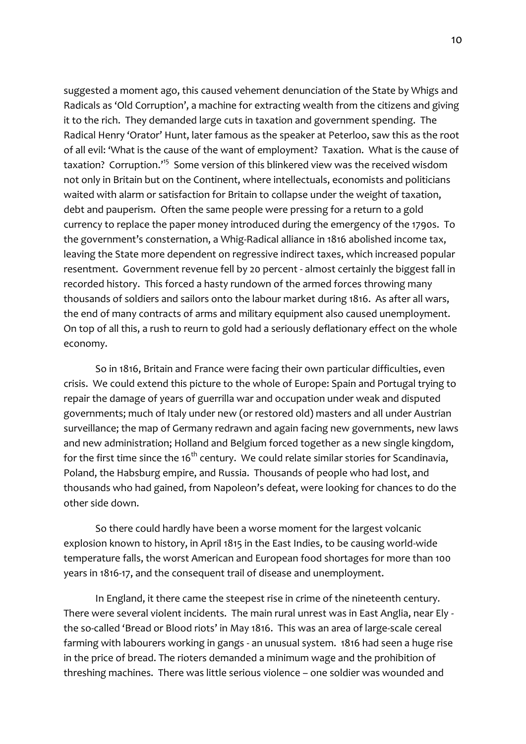suggested a moment ago, this caused vehement denunciation of the State by Whigs and Radicals as 'Old Corruption', a machine for extracting wealth from the citizens and giving it to the rich. They demanded large cuts in taxation and government spending. The Radical Henry 'Orator' Hunt, later famous as the speaker at Peterloo, saw this as the root of all evil: 'What is the cause of the want of employment? Taxation. What is the cause of taxation? Corruption.'[15] Some version of this blinkered view was the received wisdom not only in Britain but on the Continent, where intellectuals, economists and politicians waited with alarm or satisfaction for Britain to collapse under the weight of taxation, debt and pauperism. Often the same people were pressing for a return to a gold currency to replace the paper money introduced during the emergency of the 1790s. To the government's consternation, a Whig-Radical alliance in 1816 abolished income tax, leaving the State more dependent on regressive indirect taxes, which increased popular resentment. Government revenue fell by 20 percent - almost certainly the biggest fall in recorded history. This forced a hasty rundown of the armed forces throwing many thousands of soldiers and sailors onto the labour market during 1816. As after all wars, the end of many contracts of arms and military equipment also caused unemployment. On top of all this, a rush to reurn to gold had a seriously deflationary effect on the whole economy.

So in 1816, Britain and France were facing their own particular difficulties, even crisis. We could extend this picture to the whole of Europe: Spain and Portugal trying to repair the damage of years of guerrilla war and occupation under weak and disputed governments; much of Italy under new (or restored old) masters and all under Austrian surveillance; the map of Germany redrawn and again facing new governments, new laws and new administration; Holland and Belgium forced together as a new single kingdom, for the first time since the 16th century. We could relate similar stories for Scandinavia, Poland, the Habsburg empire, and Russia. Thousands of people who had lost, and thousands who had gained, from Napoleon's defeat, were looking for chances to do the other side down.

So there could hardly have been a worse moment for the largest volcanic explosion known to history, in April 1815 in the East Indies, to be causing world-wide temperature falls, the worst American and European food shortages for more than 100 years in 1816-17, and the consequent trail of disease and unemployment.

In England, it there came the steepest rise in crime of the nineteenth century. There were several violent incidents. The main rural unrest was in East Anglia, near Ely - the so-called 'Bread or Blood riots' in May 1816. This was an area of large-scale cereal farming with labourers working in gangs - an unusual system. 1816 had seen a huge rise in the price of bread. The rioters demanded a minimum wage and the prohibition of threshing machines. There was little serious violence – one soldier was wounded and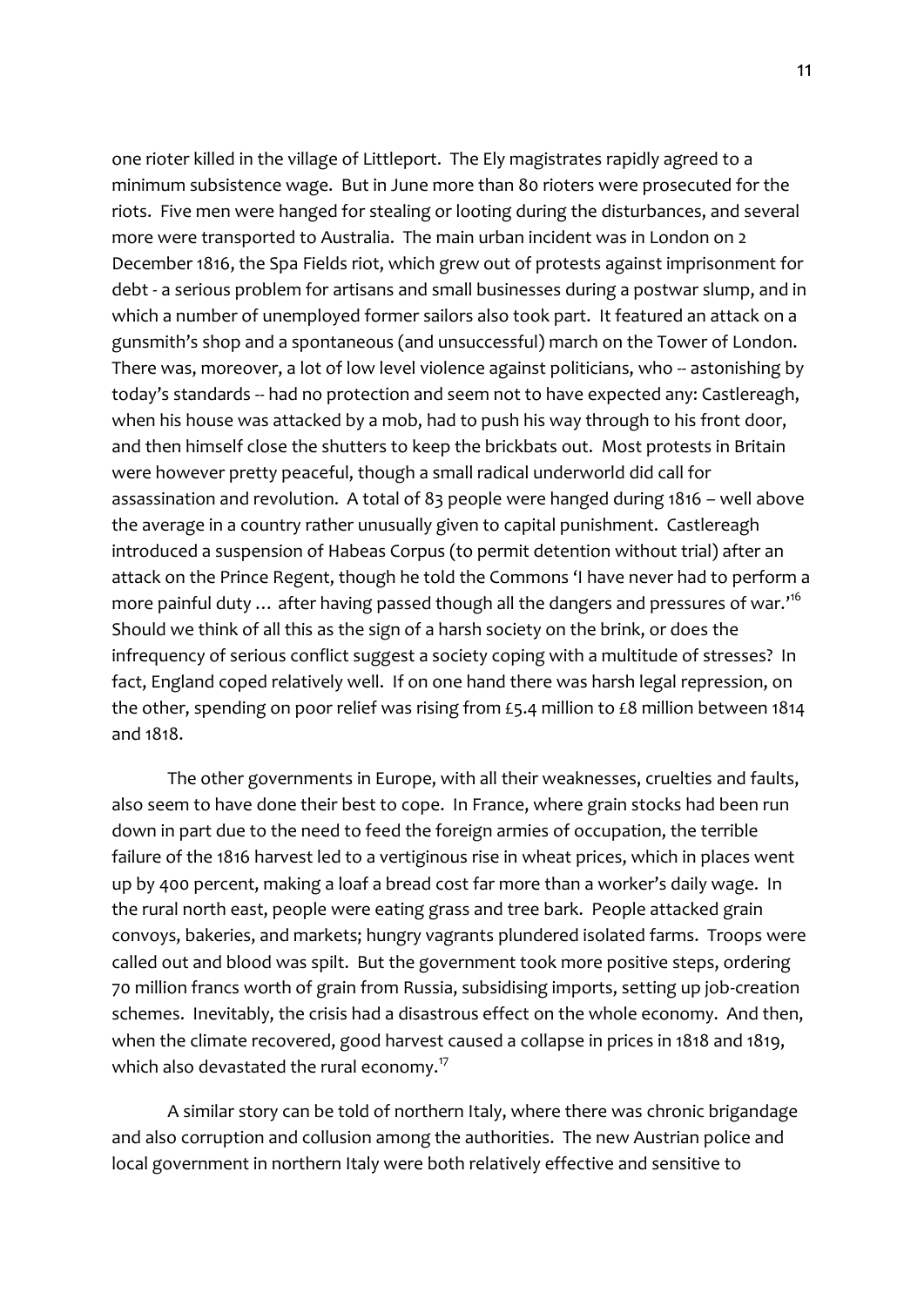one rioter killed in the village of Littleport. The Ely magistrates rapidly agreed to a minimum subsistence wage. But in June more than 80 rioters were prosecuted for the riots. Five men were hanged for stealing or looting during the disturbances, and several more were transported to Australia. The main urban incident was in London on 2 December 1816, the Spa Fields riot, which grew out of protests against imprisonment for debt - a serious problem for artisans and small businesses during a postwar slump, and in which a number of unemployed former sailors also took part. It featured an attack on a gunsmith's shop and a spontaneous (and unsuccessful) march on the Tower of London. There was, moreover, a lot of low level violence against politicians, who -- astonishing by today's standards -- had no protection and seem not to have expected any: Castlereagh, when his house was attacked by a mob, had to push his way through to his front door, and then himself close the shutters to keep the brickbats out. Most protests in Britain were however pretty peaceful, though a small radical underworld did call for assassination and revolution. A total of 83 people were hanged during 1816 – well above the average in a country rather unusually given to capital punishment. Castlereagh introduced a suspension of Habeas Corpus (to permit detention without trial) after an attack on the Prince Regent, though he told the Commons 'I have never had to perform a more painful duty … after having passed though all the dangers and pressures of war.'[16] Should we think of all this as the sign of a harsh society on the brink, or does the infrequency of serious conflict suggest a society coping with a multitude of stresses? In fact, England coped relatively well. If on one hand there was harsh legal repression, on the other, spending on poor relief was rising from £5.4 million to £8 million between 1814 and 1818.

The other governments in Europe, with all their weaknesses, cruelties and faults, also seem to have done their best to cope. In France, where grain stocks had been run down in part due to the need to feed the foreign armies of occupation, the terrible failure of the 1816 harvest led to a vertiginous rise in wheat prices, which in places went up by 400 percent, making a loaf a bread cost far more than a worker's daily wage. In the rural north east, people were eating grass and tree bark. People attacked grain convoys, bakeries, and markets; hungry vagrants plundered isolated farms. Troops were called out and blood was spilt. But the government took more positive steps, ordering 70 million francs worth of grain from Russia, subsidising imports, setting up job-creation schemes. Inevitably, the crisis had a disastrous effect on the whole economy. And then, when the climate recovered, good harvest caused a collapse in prices in 1818 and 1819, which also devastated the rural economy.[17]

A similar story can be told of northern Italy, where there was chronic brigandage and also corruption and collusion among the authorities. The new Austrian police and local government in northern Italy were both relatively effective and sensitive to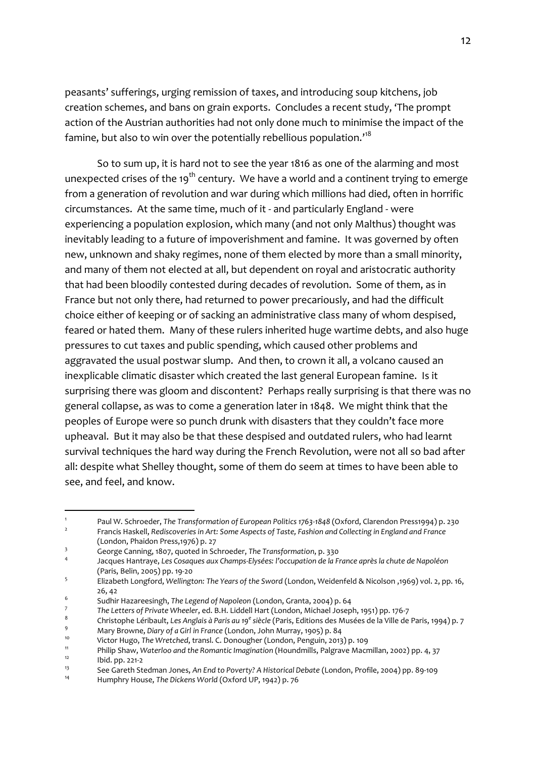peasants' sufferings, urging remission of taxes, and introducing soup kitchens, job creation schemes, and bans on grain exports. Concludes a recent study, 'The prompt action of the Austrian authorities had not only done much to minimise the impact of the famine, but also to win over the potentially rebellious population.'[18]

So to sum up, it is hard not to see the year 1816 as one of the alarming and most unexpected crises of the 19th century. We have a world and a continent trying to emerge from a generation of revolution and war during which millions had died, often in horrific circumstances. At the same time, much of it - and particularly England - were experiencing a population explosion, which many (and not only Malthus) thought was inevitably leading to a future of impoverishment and famine. It was governed by often new, unknown and shaky regimes, none of them elected by more than a small minority, and many of them not elected at all, but dependent on royal and aristocratic authority that had been bloodily contested during decades of revolution. Some of them, as in France but not only there, had returned to power precariously, and had the difficult choice either of keeping or of sacking an administrative class many of whom despised, feared or hated them. Many of these rulers inherited huge wartime debts, and also huge pressures to cut taxes and public spending, which caused other problems and aggravated the usual postwar slump. And then, to crown it all, a volcano caused an inexplicable climatic disaster which created the last general European famine. Is it surprising there was gloom and discontent? Perhaps really surprising is that there was no general collapse, as was to come a generation later in 1848. We might think that the peoples of Europe were so punch drunk with disasters that they couldn't face more upheaval. But it may also be that these despised and outdated rulers, who had learnt survival techniques the hard way during the French Revolution, were not all so bad after all: despite what Shelley thought, some of them do seem at times to have been able to see, and feel, and know.

---

1. Paul W. Schroeder, *The Transformation of European Politics 1763-1848* (Oxford, Clarendon Press1994) p. 230
2. Francis Haskell, *Rediscoveries in Art: Some Aspects of Taste, Fashion and Collecting in England and France* (London, Phaidon Press,1976) p. 27
3. George Canning, 1807, quoted in Schroeder, *The Transformation*, p. 330
4. Jacques Hantraye, *Les Cosaques aux Champs-Elysées: l'occupation de la France après la chute de Napoléon* (Paris, Belin, 2005) pp. 19-20
5. Elizabeth Longford, *Wellington: The Years of the Sword* (London, Weidenfeld & Nicolson ,1969) vol. 2, pp. 16, 26, 42
6. Sudhir Hazareesingh, *The Legend of Napoleon* (London, Granta, 2004) p. 64
7. *The Letters of Private Wheeler*, ed. B.H. Liddell Hart (London, Michael Joseph, 1951) pp. 176-7
8. Christophe Léribault, *Les Anglais à Paris au 19e siècle* (Paris, Editions des Musées de la Ville de Paris, 1994) p. 7
9. Mary Browne, *Diary of a Girl in France* (London, John Murray, 1905) p. 84
10. Victor Hugo, *The Wretched*, transl. C. Donougher (London, Penguin, 2013) p. 109
11. Philip Shaw, *Waterloo and the Romantic Imagination* (Houndmills, Palgrave Macmillan, 2002) pp. 4, 37
12. Ibid. pp. 221-2
13. See Gareth Stedman Jones, *An End to Poverty? A Historical Debate* (London, Profile, 2004) pp. 89-109
14. Humphry House, *The Dickens World* (Oxford UP, 1942) p. 76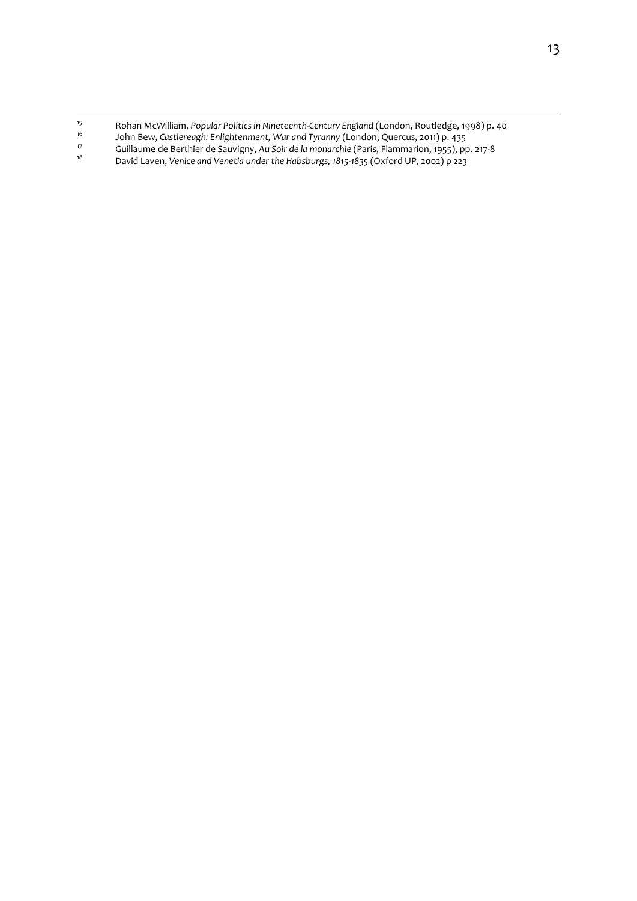[15] Rohan McWilliam, *Popular Politics in Nineteenth-Century England* (London, Routledge, 1998) p. 40

[16] John Bew, *Castlereagh: Enlightenment, War and Tyranny* (London, Quercus, 2011) p. 435

[17] Guillaume de Berthier de Sauvigny, *Au Soir de la monarchie* (Paris, Flammarion, 1955), pp. 217-8

[18] David Laven, *Venice and Venetia under the Habsburgs, 1815-1835* (Oxford UP, 2002) p 223